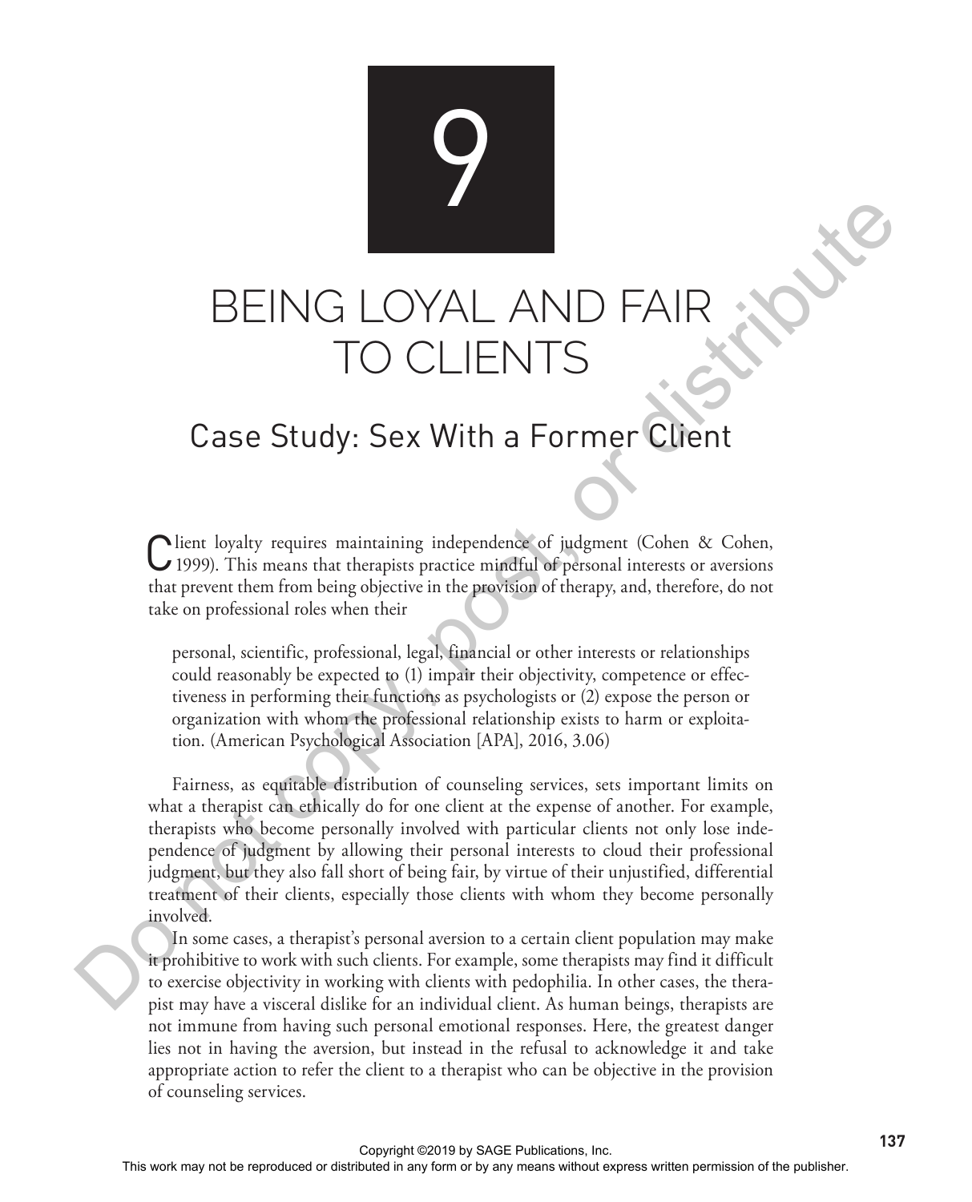# 9

# BEING LOYAL AND FAIR TO CLIENTS

## Case Study: Sex With a Former Client

Client loyalty requires maintaining independence of judgment (Cohen & Cohen, 1999). This means that therapists practice mindful of personal interests or aversions that prevent them from being objective in the provision of therapy, and, therefore, do not take on professional roles when their

> personal, scientific, professional, legal, financial or other interests or relationships could reasonably be expected to (1) impair their objectivity, competence or effectiveness in performing their functions as psychologists or (2) expose the person or organization with whom the professional relationship exists to harm or exploitation. (American Psychological Association [APA], 2016, 3.06)

Fairness, as equitable distribution of counseling services, sets important limits on what a therapist can ethically do for one client at the expense of another. For example, therapists who become personally involved with particular clients not only lose independence of judgment by allowing their personal interests to cloud their professional judgment, but they also fall short of being fair, by virtue of their unjustified, differential treatment of their clients, especially those clients with whom they become personally involved.

In some cases, a therapist's personal aversion to a certain client population may make it prohibitive to work with such clients. For example, some therapists may find it difficult to exercise objectivity in working with clients with pedophilia. In other cases, the therapist may have a visceral dislike for an individual client. As human beings, therapists are not immune from having such personal emotional responses. Here, the greatest danger lies not in having the aversion, but instead in the refusal to acknowledge it and take appropriate action to refer the client to a therapist who can be objective in the provision of counseling services.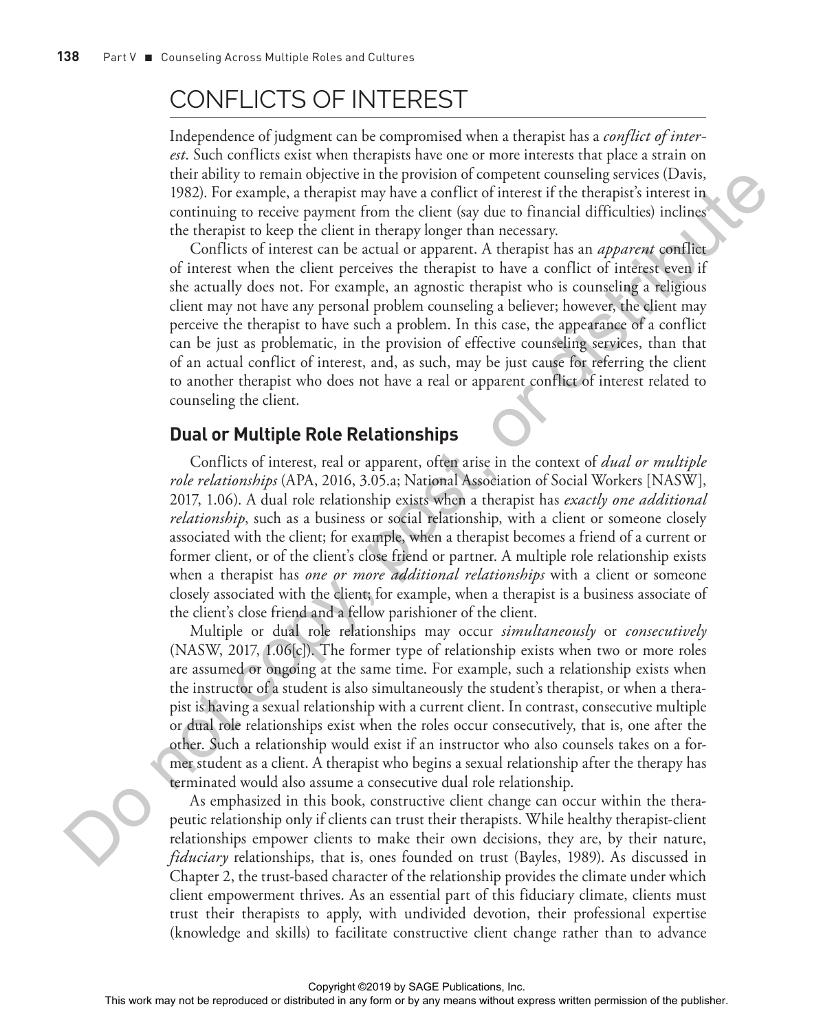# CONFLICTS OF INTEREST

Independence of judgment can be compromised when a therapist has a *conflict of interest*. Such conflicts exist when therapists have one or more interests that place a strain on their ability to remain objective in the provision of competent counseling services (Davis, 1982). For example, a therapist may have a conflict of interest if the therapist's interest in continuing to receive payment from the client (say due to financial difficulties) inclines the therapist to keep the client in therapy longer than necessary.

Conflicts of interest can be actual or apparent. A therapist has an *apparent* conflict of interest when the client perceives the therapist to have a conflict of interest even if she actually does not. For example, an agnostic therapist who is counseling a religious client may not have any personal problem counseling a believer; however, the client may perceive the therapist to have such a problem. In this case, the appearance of a conflict can be just as problematic, in the provision of effective counseling services, than that of an actual conflict of interest, and, as such, may be just cause for referring the client to another therapist who does not have a real or apparent conflict of interest related to counseling the client.

## Dual or Multiple Role Relationships

Conflicts of interest, real or apparent, often arise in the context of *dual or multiple role relationships* (APA, 2016, 3.05.a; National Association of Social Workers [NASW], 2017, 1.06). A dual role relationship exists when a therapist has *exactly one additional relationship*, such as a business or social relationship, with a client or someone closely associated with the client; for example, when a therapist becomes a friend of a current or former client, or of the client's close friend or partner. A multiple role relationship exists when a therapist has *one or more additional relationships* with a client or someone closely associated with the client; for example, when a therapist is a business associate of the client's close friend and a fellow parishioner of the client.

Multiple or dual role relationships may occur *simultaneously* or *consecutively* (NASW, 2017, 1.06[c]). The former type of relationship exists when two or more roles are assumed or ongoing at the same time. For example, such a relationship exists when the instructor of a student is also simultaneously the student's therapist, or when a therapist is having a sexual relationship with a current client. In contrast, consecutive multiple or dual role relationships exist when the roles occur consecutively, that is, one after the other. Such a relationship would exist if an instructor who also counsels takes on a former student as a client. A therapist who begins a sexual relationship after the therapy has terminated would also assume a consecutive dual role relationship.

As emphasized in this book, constructive client change can occur within the therapeutic relationship only if clients can trust their therapists. While healthy therapist-client relationships empower clients to make their own decisions, they are, by their nature, *fiduciary* relationships, that is, ones founded on trust (Bayles, 1989). As discussed in Chapter 2, the trust-based character of the relationship provides the climate under which client empowerment thrives. As an essential part of this fiduciary climate, clients must trust their therapists to apply, with undivided devotion, their professional expertise (knowledge and skills) to facilitate constructive client change rather than to advance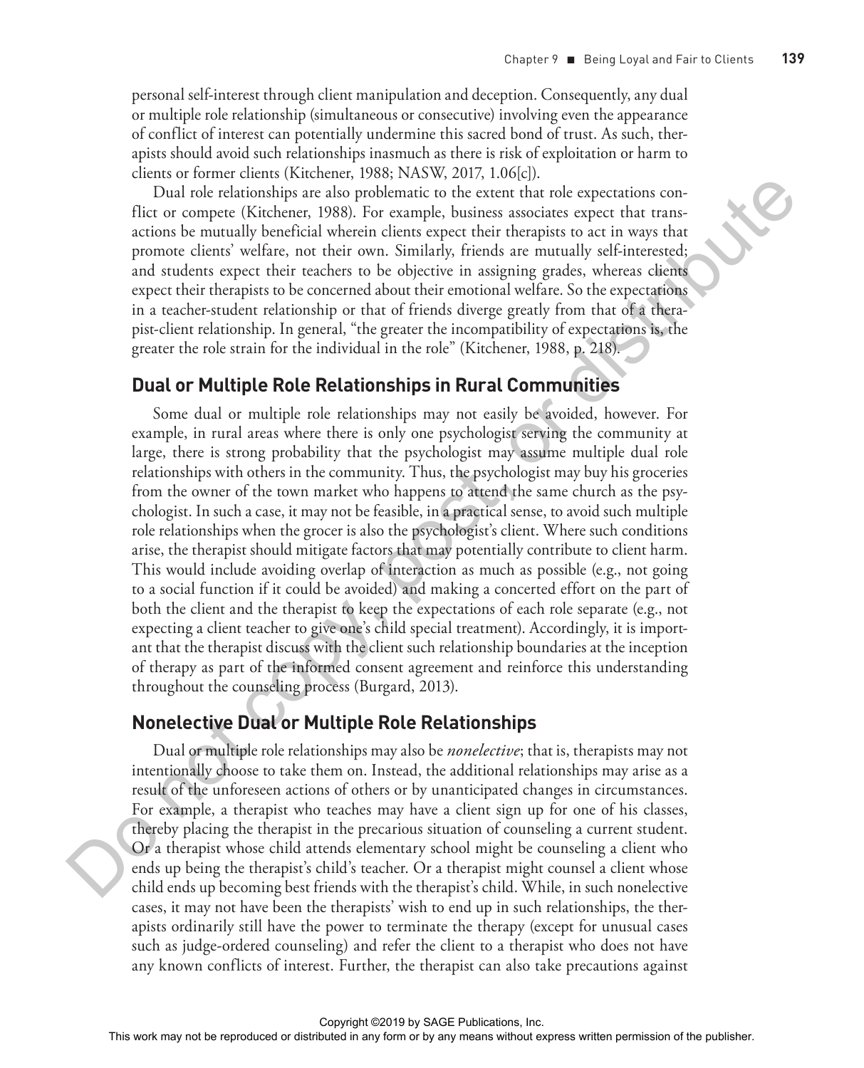personal self-interest through client manipulation and deception. Consequently, any dual or multiple role relationship (simultaneous or consecutive) involving even the appearance of conflict of interest can potentially undermine this sacred bond of trust. As such, therapists should avoid such relationships inasmuch as there is risk of exploitation or harm to clients or former clients (Kitchener, 1988; NASW, 2017, 1.06[c]).

Dual role relationships are also problematic to the extent that role expectations conflict or compete (Kitchener, 1988). For example, business associates expect that transactions be mutually beneficial wherein clients expect their therapists to act in ways that promote clients' welfare, not their own. Similarly, friends are mutually self-interested; and students expect their teachers to be objective in assigning grades, whereas clients expect their therapists to be concerned about their emotional welfare. So the expectations in a teacher-student relationship or that of friends diverge greatly from that of a therapist-client relationship. In general, "the greater the incompatibility of expectations is, the greater the role strain for the individual in the role" (Kitchener, 1988, p. 218).

## Dual or Multiple Role Relationships in Rural Communities

Some dual or multiple role relationships may not easily be avoided, however. For example, in rural areas where there is only one psychologist serving the community at large, there is strong probability that the psychologist may assume multiple dual role relationships with others in the community. Thus, the psychologist may buy his groceries from the owner of the town market who happens to attend the same church as the psychologist. In such a case, it may not be feasible, in a practical sense, to avoid such multiple role relationships when the grocer is also the psychologist's client. Where such conditions arise, the therapist should mitigate factors that may potentially contribute to client harm. This would include avoiding overlap of interaction as much as possible (e.g., not going to a social function if it could be avoided) and making a concerted effort on the part of both the client and the therapist to keep the expectations of each role separate (e.g., not expecting a client teacher to give one's child special treatment). Accordingly, it is important that the therapist discuss with the client such relationship boundaries at the inception of therapy as part of the informed consent agreement and reinforce this understanding throughout the counseling process (Burgard, 2013).

## Nonelective Dual or Multiple Role Relationships

Dual or multiple role relationships may also be *nonelective*; that is, therapists may not intentionally choose to take them on. Instead, the additional relationships may arise as a result of the unforeseen actions of others or by unanticipated changes in circumstances. For example, a therapist who teaches may have a client sign up for one of his classes, thereby placing the therapist in the precarious situation of counseling a current student. Or a therapist whose child attends elementary school might be counseling a client who ends up being the therapist's child's teacher. Or a therapist might counsel a client whose child ends up becoming best friends with the therapist's child. While, in such nonelective cases, it may not have been the therapists' wish to end up in such relationships, the therapists ordinarily still have the power to terminate the therapy (except for unusual cases such as judge-ordered counseling) and refer the client to a therapist who does not have any known conflicts of interest. Further, the therapist can also take precautions against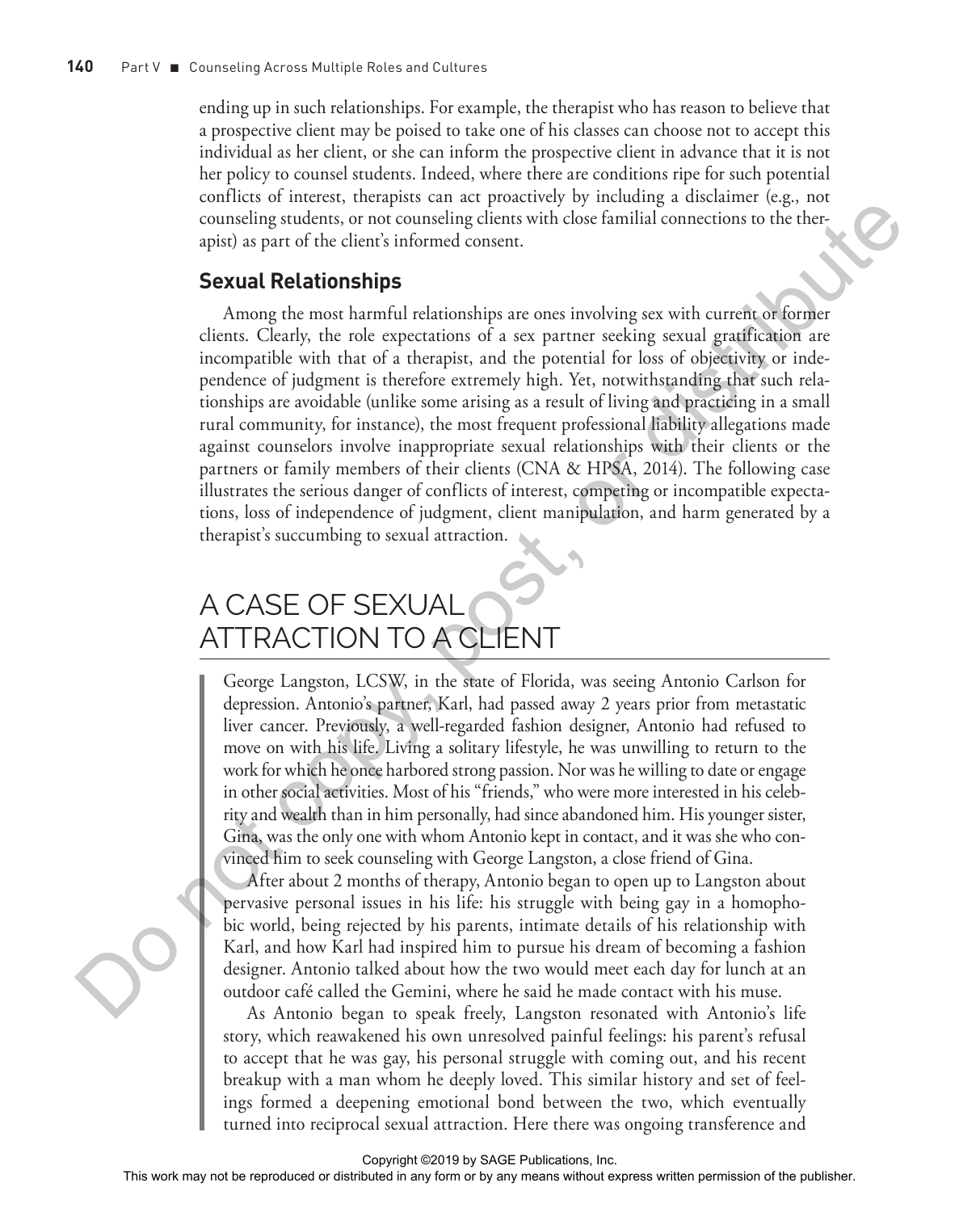ending up in such relationships. For example, the therapist who has reason to believe that a prospective client may be poised to take one of his classes can choose not to accept this individual as her client, or she can inform the prospective client in advance that it is not her policy to counsel students. Indeed, where there are conditions ripe for such potential conflicts of interest, therapists can act proactively by including a disclaimer (e.g., not counseling students, or not counseling clients with close familial connections to the therapist) as part of the client's informed consent.

### Sexual Relationships

Among the most harmful relationships are ones involving sex with current or former clients. Clearly, the role expectations of a sex partner seeking sexual gratification are incompatible with that of a therapist, and the potential for loss of objectivity or independence of judgment is therefore extremely high. Yet, notwithstanding that such relationships are avoidable (unlike some arising as a result of living and practicing in a small rural community, for instance), the most frequent professional liability allegations made against counselors involve inappropriate sexual relationships with their clients or the partners or family members of their clients (CNA & HPSA, 2014). The following case illustrates the serious danger of conflicts of interest, competing or incompatible expectations, loss of independence of judgment, client manipulation, and harm generated by a therapist's succumbing to sexual attraction.

## A CASE OF SEXUAL ATTRACTION TO A CLIENT

George Langston, LCSW, in the state of Florida, was seeing Antonio Carlson for depression. Antonio's partner, Karl, had passed away 2 years prior from metastatic liver cancer. Previously, a well-regarded fashion designer, Antonio had refused to move on with his life. Living a solitary lifestyle, he was unwilling to return to the work for which he once harbored strong passion. Nor was he willing to date or engage in other social activities. Most of his "friends," who were more interested in his celebrity and wealth than in him personally, had since abandoned him. His younger sister, Gina, was the only one with whom Antonio kept in contact, and it was she who convinced him to seek counseling with George Langston, a close friend of Gina.

After about 2 months of therapy, Antonio began to open up to Langston about pervasive personal issues in his life: his struggle with being gay in a homophobic world, being rejected by his parents, intimate details of his relationship with Karl, and how Karl had inspired him to pursue his dream of becoming a fashion designer. Antonio talked about how the two would meet each day for lunch at an outdoor café called the Gemini, where he said he made contact with his muse.

As Antonio began to speak freely, Langston resonated with Antonio's life story, which reawakened his own unresolved painful feelings: his parent's refusal to accept that he was gay, his personal struggle with coming out, and his recent breakup with a man whom he deeply loved. This similar history and set of feelings formed a deepening emotional bond between the two, which eventually turned into reciprocal sexual attraction. Here there was ongoing transference and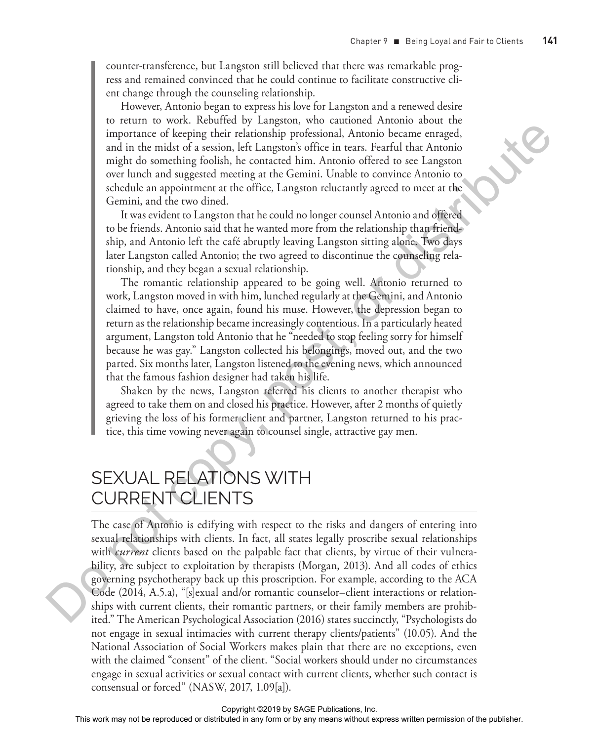counter-transference, but Langston still believed that there was remarkable progress and remained convinced that he could continue to facilitate constructive client change through the counseling relationship.

However, Antonio began to express his love for Langston and a renewed desire to return to work. Rebuffed by Langston, who cautioned Antonio about the importance of keeping their relationship professional, Antonio became enraged, and in the midst of a session, left Langston's office in tears. Fearful that Antonio might do something foolish, he contacted him. Antonio offered to see Langston over lunch and suggested meeting at the Gemini. Unable to convince Antonio to schedule an appointment at the office, Langston reluctantly agreed to meet at the Gemini, and the two dined.

It was evident to Langston that he could no longer counsel Antonio and offered to be friends. Antonio said that he wanted more from the relationship than friendship, and Antonio left the café abruptly leaving Langston sitting alone. Two days later Langston called Antonio; the two agreed to discontinue the counseling relationship, and they began a sexual relationship.

The romantic relationship appeared to be going well. Antonio returned to work, Langston moved in with him, lunched regularly at the Gemini, and Antonio claimed to have, once again, found his muse. However, the depression began to return as the relationship became increasingly contentious. In a particularly heated argument, Langston told Antonio that he "needed to stop feeling sorry for himself because he was gay." Langston collected his belongings, moved out, and the two parted. Six months later, Langston listened to the evening news, which announced that the famous fashion designer had taken his life.

Shaken by the news, Langston referred his clients to another therapist who agreed to take them on and closed his practice. However, after 2 months of quietly grieving the loss of his former client and partner, Langston returned to his practice, this time vowing never again to counsel single, attractive gay men.

## SEXUAL RELATIONS WITH CURRENT CLIENTS

The case of Antonio is edifying with respect to the risks and dangers of entering into sexual relationships with clients. In fact, all states legally proscribe sexual relationships with *current* clients based on the palpable fact that clients, by virtue of their vulnerability, are subject to exploitation by therapists (Morgan, 2013). And all codes of ethics governing psychotherapy back up this proscription. For example, according to the ACA Code (2014, A.5.a), "[s]exual and/or romantic counselor–client interactions or relationships with current clients, their romantic partners, or their family members are prohibited." The American Psychological Association (2016) states succinctly, "Psychologists do not engage in sexual intimacies with current therapy clients/patients" (10.05). And the National Association of Social Workers makes plain that there are no exceptions, even with the claimed "consent" of the client. "Social workers should under no circumstances engage in sexual activities or sexual contact with current clients, whether such contact is consensual or forced" (NASW, 2017, 1.09[a]).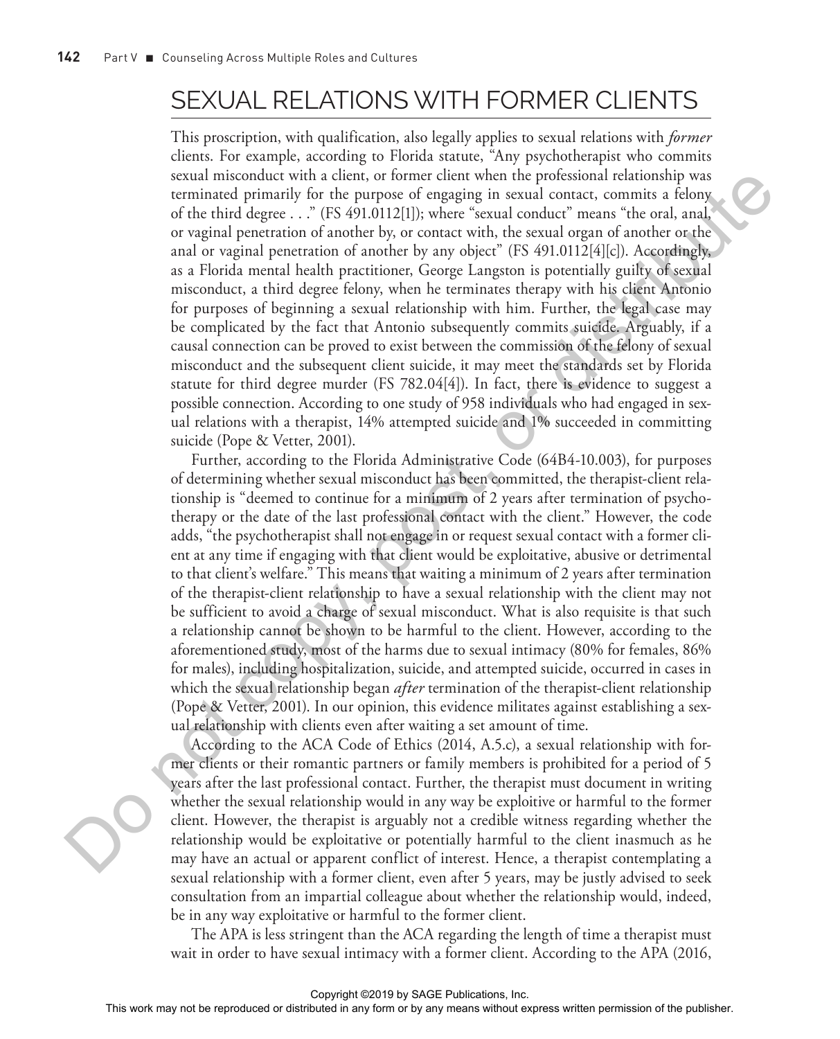## SEXUAL RELATIONS WITH FORMER CLIENTS

This proscription, with qualification, also legally applies to sexual relations with *former* clients. For example, according to Florida statute, "Any psychotherapist who commits sexual misconduct with a client, or former client when the professional relationship was terminated primarily for the purpose of engaging in sexual contact, commits a felony of the third degree . . ." (FS 491.0112[1]); where "sexual conduct" means "the oral, anal, or vaginal penetration of another by, or contact with, the sexual organ of another or the anal or vaginal penetration of another by any object" (FS 491.0112[4][c]). Accordingly, as a Florida mental health practitioner, George Langston is potentially guilty of sexual misconduct, a third degree felony, when he terminates therapy with his client Antonio for purposes of beginning a sexual relationship with him. Further, the legal case may be complicated by the fact that Antonio subsequently commits suicide. Arguably, if a causal connection can be proved to exist between the commission of the felony of sexual misconduct and the subsequent client suicide, it may meet the standards set by Florida statute for third degree murder (FS 782.04[4]). In fact, there is evidence to suggest a possible connection. According to one study of 958 individuals who had engaged in sexual relations with a therapist, 14% attempted suicide and 1% succeeded in committing suicide (Pope & Vetter, 2001).

Further, according to the Florida Administrative Code (64B4-10.003), for purposes of determining whether sexual misconduct has been committed, the therapist-client relationship is "deemed to continue for a minimum of 2 years after termination of psychotherapy or the date of the last professional contact with the client." However, the code adds, "the psychotherapist shall not engage in or request sexual contact with a former client at any time if engaging with that client would be exploitative, abusive or detrimental to that client's welfare." This means that waiting a minimum of 2 years after termination of the therapist-client relationship to have a sexual relationship with the client may not be sufficient to avoid a charge of sexual misconduct. What is also requisite is that such a relationship cannot be shown to be harmful to the client. However, according to the aforementioned study, most of the harms due to sexual intimacy (80% for females, 86% for males), including hospitalization, suicide, and attempted suicide, occurred in cases in which the sexual relationship began *after* termination of the therapist-client relationship (Pope & Vetter, 2001). In our opinion, this evidence militates against establishing a sexual relationship with clients even after waiting a set amount of time.

According to the ACA Code of Ethics (2014, A.5.c), a sexual relationship with former clients or their romantic partners or family members is prohibited for a period of 5 years after the last professional contact. Further, the therapist must document in writing whether the sexual relationship would in any way be exploitive or harmful to the former client. However, the therapist is arguably not a credible witness regarding whether the relationship would be exploitative or potentially harmful to the client inasmuch as he may have an actual or apparent conflict of interest. Hence, a therapist contemplating a sexual relationship with a former client, even after 5 years, may be justly advised to seek consultation from an impartial colleague about whether the relationship would, indeed, be in any way exploitative or harmful to the former client.

The APA is less stringent than the ACA regarding the length of time a therapist must wait in order to have sexual intimacy with a former client. According to the APA (2016,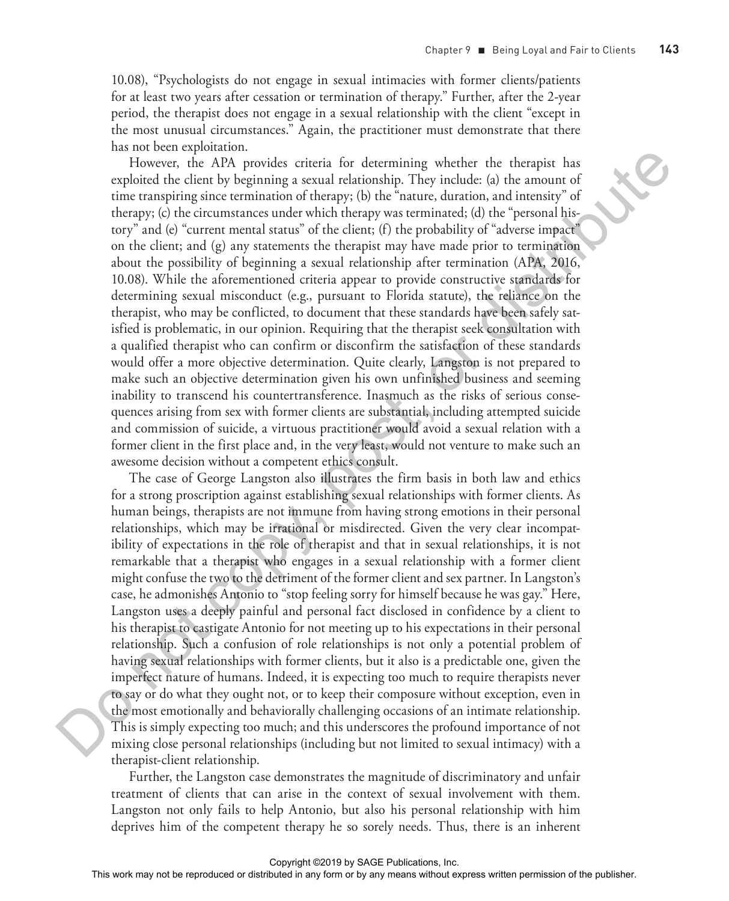10.08), "Psychologists do not engage in sexual intimacies with former clients/patients for at least two years after cessation or termination of therapy." Further, after the 2-year period, the therapist does not engage in a sexual relationship with the client "except in the most unusual circumstances." Again, the practitioner must demonstrate that there has not been exploitation.

However, the APA provides criteria for determining whether the therapist has exploited the client by beginning a sexual relationship. They include: (a) the amount of time transpiring since termination of therapy; (b) the "nature, duration, and intensity" of therapy; (c) the circumstances under which therapy was terminated; (d) the "personal history" and (e) "current mental status" of the client; (f) the probability of "adverse impact" on the client; and (g) any statements the therapist may have made prior to termination about the possibility of beginning a sexual relationship after termination (APA, 2016, 10.08). While the aforementioned criteria appear to provide constructive standards for determining sexual misconduct (e.g., pursuant to Florida statute), the reliance on the therapist, who may be conflicted, to document that these standards have been safely satisfied is problematic, in our opinion. Requiring that the therapist seek consultation with a qualified therapist who can confirm or disconfirm the satisfaction of these standards would offer a more objective determination. Quite clearly, Langston is not prepared to make such an objective determination given his own unfinished business and seeming inability to transcend his countertransference. Inasmuch as the risks of serious consequences arising from sex with former clients are substantial, including attempted suicide and commission of suicide, a virtuous practitioner would avoid a sexual relation with a former client in the first place and, in the very least, would not venture to make such an awesome decision without a competent ethics consult.

The case of George Langston also illustrates the firm basis in both law and ethics for a strong proscription against establishing sexual relationships with former clients. As human beings, therapists are not immune from having strong emotions in their personal relationships, which may be irrational or misdirected. Given the very clear incompatibility of expectations in the role of therapist and that in sexual relationships, it is not remarkable that a therapist who engages in a sexual relationship with a former client might confuse the two to the detriment of the former client and sex partner. In Langston's case, he admonishes Antonio to "stop feeling sorry for himself because he was gay." Here, Langston uses a deeply painful and personal fact disclosed in confidence by a client to his therapist to castigate Antonio for not meeting up to his expectations in their personal relationship. Such a confusion of role relationships is not only a potential problem of having sexual relationships with former clients, but it also is a predictable one, given the imperfect nature of humans. Indeed, it is expecting too much to require therapists never to say or do what they ought not, or to keep their composure without exception, even in the most emotionally and behaviorally challenging occasions of an intimate relationship. This is simply expecting too much; and this underscores the profound importance of not mixing close personal relationships (including but not limited to sexual intimacy) with a therapist-client relationship.

Further, the Langston case demonstrates the magnitude of discriminatory and unfair treatment of clients that can arise in the context of sexual involvement with them. Langston not only fails to help Antonio, but also his personal relationship with him deprives him of the competent therapy he so sorely needs. Thus, there is an inherent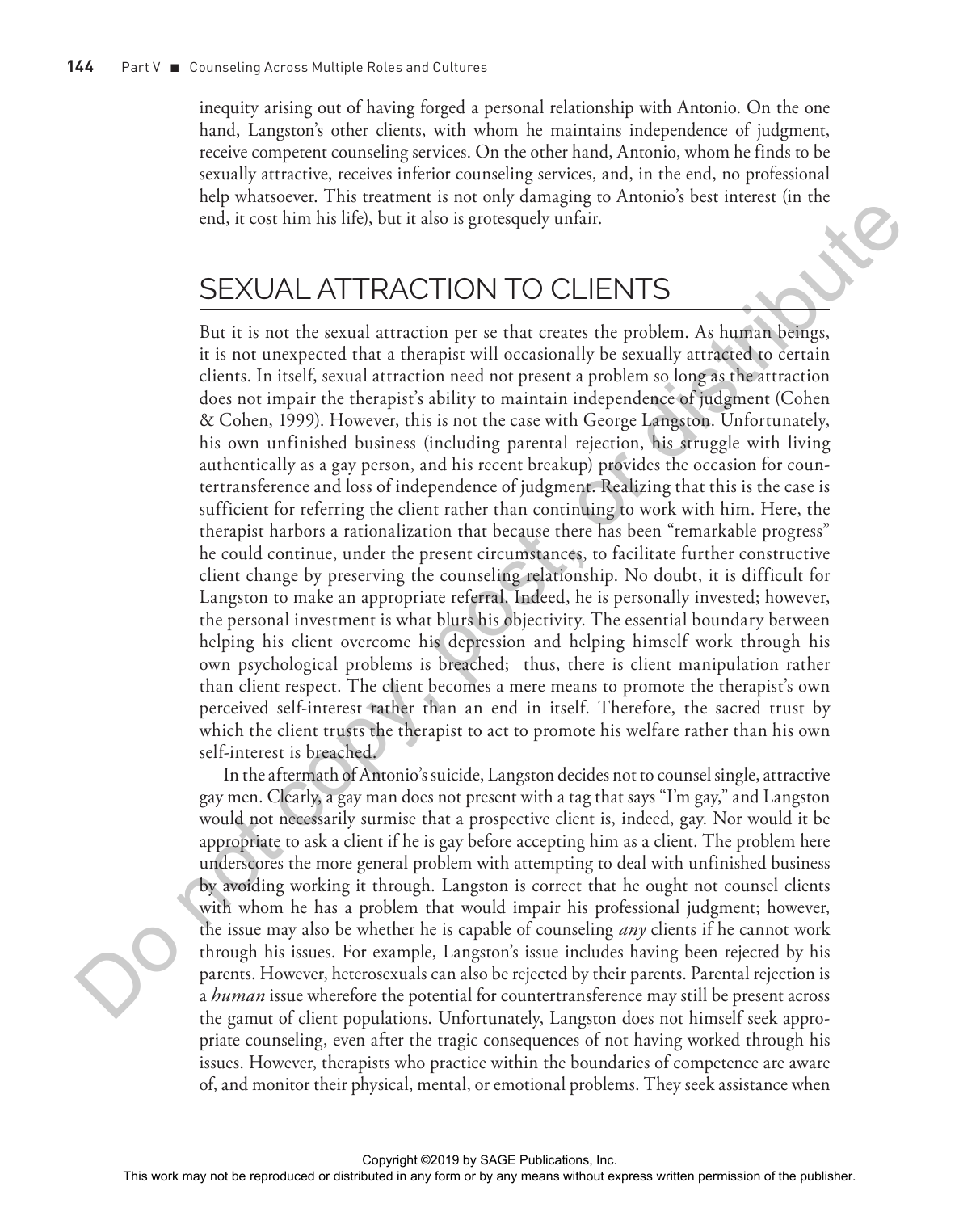inequity arising out of having forged a personal relationship with Antonio. On the one hand, Langston's other clients, with whom he maintains independence of judgment, receive competent counseling services. On the other hand, Antonio, whom he finds to be sexually attractive, receives inferior counseling services, and, in the end, no professional help whatsoever. This treatment is not only damaging to Antonio's best interest (in the end, it cost him his life), but it also is grotesquely unfair.

## SEXUAL ATTRACTION TO CLIENTS

But it is not the sexual attraction per se that creates the problem. As human beings, it is not unexpected that a therapist will occasionally be sexually attracted to certain clients. In itself, sexual attraction need not present a problem so long as the attraction does not impair the therapist's ability to maintain independence of judgment (Cohen & Cohen, 1999). However, this is not the case with George Langston. Unfortunately, his own unfinished business (including parental rejection, his struggle with living authentically as a gay person, and his recent breakup) provides the occasion for countertransference and loss of independence of judgment. Realizing that this is the case is sufficient for referring the client rather than continuing to work with him. Here, the therapist harbors a rationalization that because there has been "remarkable progress" he could continue, under the present circumstances, to facilitate further constructive client change by preserving the counseling relationship. No doubt, it is difficult for Langston to make an appropriate referral. Indeed, he is personally invested; however, the personal investment is what blurs his objectivity. The essential boundary between helping his client overcome his depression and helping himself work through his own psychological problems is breached; thus, there is client manipulation rather than client respect. The client becomes a mere means to promote the therapist's own perceived self-interest rather than an end in itself. Therefore, the sacred trust by which the client trusts the therapist to act to promote his welfare rather than his own self-interest is breached.

In the aftermath of Antonio's suicide, Langston decides not to counsel single, attractive gay men. Clearly, a gay man does not present with a tag that says "I'm gay," and Langston would not necessarily surmise that a prospective client is, indeed, gay. Nor would it be appropriate to ask a client if he is gay before accepting him as a client. The problem here underscores the more general problem with attempting to deal with unfinished business by avoiding working it through. Langston is correct that he ought not counsel clients with whom he has a problem that would impair his professional judgment; however, the issue may also be whether he is capable of counseling *any* clients if he cannot work through his issues. For example, Langston's issue includes having been rejected by his parents. However, heterosexuals can also be rejected by their parents. Parental rejection is a *human* issue wherefore the potential for countertransference may still be present across the gamut of client populations. Unfortunately, Langston does not himself seek appropriate counseling, even after the tragic consequences of not having worked through his issues. However, therapists who practice within the boundaries of competence are aware of, and monitor their physical, mental, or emotional problems. They seek assistance when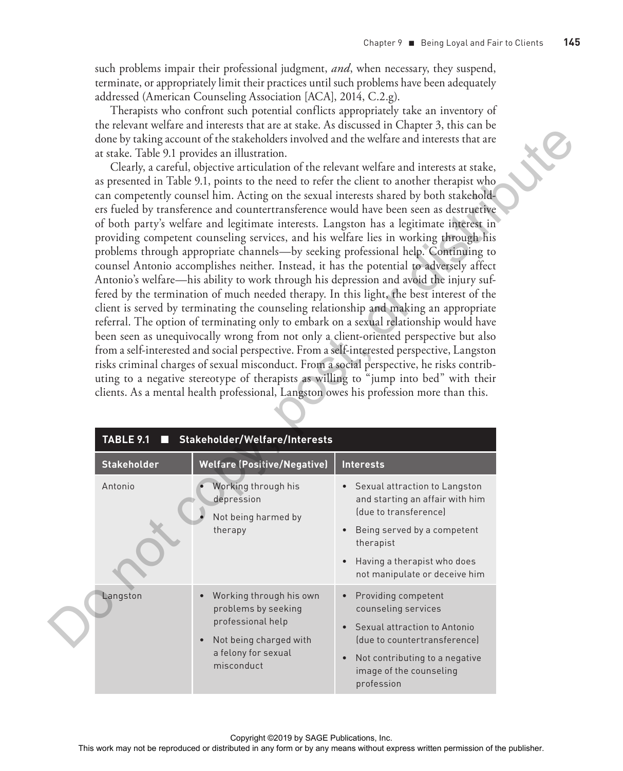such problems impair their professional judgment, *and*, when necessary, they suspend, terminate, or appropriately limit their practices until such problems have been adequately addressed (American Counseling Association [ACA], 2014, C.2.g).

Therapists who confront such potential conflicts appropriately take an inventory of the relevant welfare and interests that are at stake. As discussed in Chapter 3, this can be done by taking account of the stakeholders involved and the welfare and interests that are at stake. Table 9.1 provides an illustration.

Clearly, a careful, objective articulation of the relevant welfare and interests at stake, as presented in Table 9.1, points to the need to refer the client to another therapist who can competently counsel him. Acting on the sexual interests shared by both stakeholders fueled by transference and countertransference would have been seen as destructive of both party's welfare and legitimate interests. Langston has a legitimate interest in providing competent counseling services, and his welfare lies in working through his problems through appropriate channels—by seeking professional help. Continuing to counsel Antonio accomplishes neither. Instead, it has the potential to adversely affect Antonio's welfare—his ability to work through his depression and avoid the injury suffered by the termination of much needed therapy. In this light, the best interest of the client is served by terminating the counseling relationship and making an appropriate referral. The option of terminating only to embark on a sexual relationship would have been seen as unequivocally wrong from not only a client-oriented perspective but also from a self-interested and social perspective. From a self-interested perspective, Langston risks criminal charges of sexual misconduct. From a social perspective, he risks contributing to a negative stereotype of therapists as willing to "jump into bed" with their clients. As a mental health professional, Langston owes his profession more than this.

**TABLE 9.1 ■ Stakeholder/Welfare/Interests**

| Stakeholder | Welfare (Positive/Negative) | Interests |
|---|---|---|
| Antonio | • Working through his depression<br>• Not being harmed by therapy | • Sexual attraction to Langston and starting an affair with him (due to transference)<br>• Being served by a competent therapist<br>• Having a therapist who does not manipulate or deceive him |
| Langston | • Working through his own problems by seeking professional help<br>• Not being charged with a felony for sexual misconduct | • Providing competent counseling services<br>• Sexual attraction to Antonio (due to countertransference)<br>• Not contributing to a negative image of the counseling profession |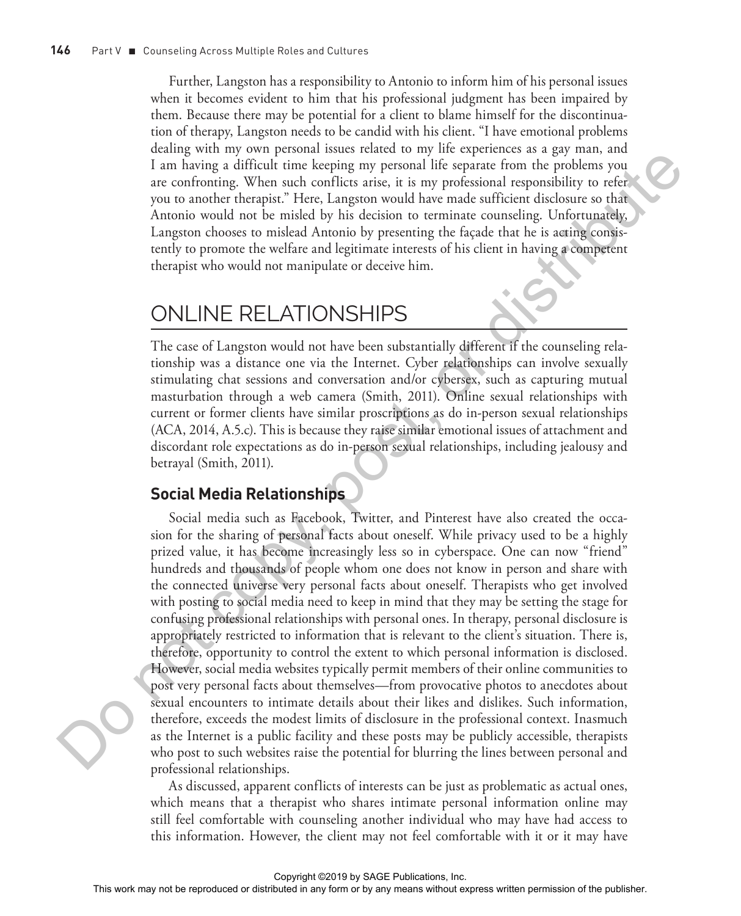Further, Langston has a responsibility to Antonio to inform him of his personal issues when it becomes evident to him that his professional judgment has been impaired by them. Because there may be potential for a client to blame himself for the discontinuation of therapy, Langston needs to be candid with his client. "I have emotional problems dealing with my own personal issues related to my life experiences as a gay man, and I am having a difficult time keeping my personal life separate from the problems you are confronting. When such conflicts arise, it is my professional responsibility to refer you to another therapist." Here, Langston would have made sufficient disclosure so that Antonio would not be misled by his decision to terminate counseling. Unfortunately, Langston chooses to mislead Antonio by presenting the façade that he is acting consistently to promote the welfare and legitimate interests of his client in having a competent therapist who would not manipulate or deceive him.

## ONLINE RELATIONSHIPS

The case of Langston would not have been substantially different if the counseling relationship was a distance one via the Internet. Cyber relationships can involve sexually stimulating chat sessions and conversation and/or cybersex, such as capturing mutual masturbation through a web camera (Smith, 2011). Online sexual relationships with current or former clients have similar proscriptions as do in-person sexual relationships (ACA, 2014, A.5.c). This is because they raise similar emotional issues of attachment and discordant role expectations as do in-person sexual relationships, including jealousy and betrayal (Smith, 2011).

### Social Media Relationships

Social media such as Facebook, Twitter, and Pinterest have also created the occasion for the sharing of personal facts about oneself. While privacy used to be a highly prized value, it has become increasingly less so in cyberspace. One can now "friend" hundreds and thousands of people whom one does not know in person and share with the connected universe very personal facts about oneself. Therapists who get involved with posting to social media need to keep in mind that they may be setting the stage for confusing professional relationships with personal ones. In therapy, personal disclosure is appropriately restricted to information that is relevant to the client's situation. There is, therefore, opportunity to control the extent to which personal information is disclosed. However, social media websites typically permit members of their online communities to post very personal facts about themselves—from provocative photos to anecdotes about sexual encounters to intimate details about their likes and dislikes. Such information, therefore, exceeds the modest limits of disclosure in the professional context. Inasmuch as the Internet is a public facility and these posts may be publicly accessible, therapists who post to such websites raise the potential for blurring the lines between personal and professional relationships.

As discussed, apparent conflicts of interests can be just as problematic as actual ones, which means that a therapist who shares intimate personal information online may still feel comfortable with counseling another individual who may have had access to this information. However, the client may not feel comfortable with it or it may have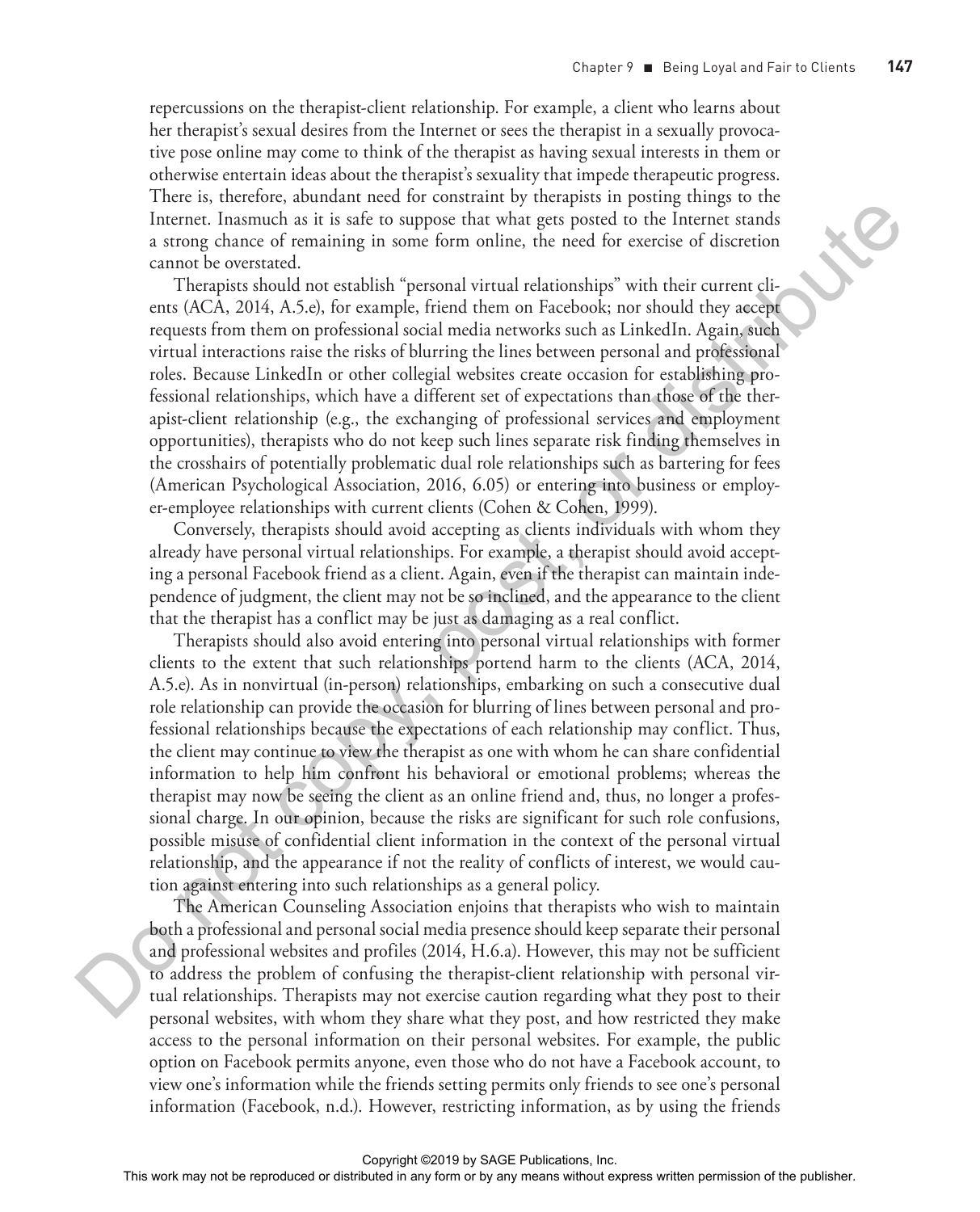repercussions on the therapist-client relationship. For example, a client who learns about her therapist's sexual desires from the Internet or sees the therapist in a sexually provocative pose online may come to think of the therapist as having sexual interests in them or otherwise entertain ideas about the therapist's sexuality that impede therapeutic progress. There is, therefore, abundant need for constraint by therapists in posting things to the Internet. Inasmuch as it is safe to suppose that what gets posted to the Internet stands a strong chance of remaining in some form online, the need for exercise of discretion cannot be overstated.

Therapists should not establish "personal virtual relationships" with their current clients (ACA, 2014, A.5.e), for example, friend them on Facebook; nor should they accept requests from them on professional social media networks such as LinkedIn. Again, such virtual interactions raise the risks of blurring the lines between personal and professional roles. Because LinkedIn or other collegial websites create occasion for establishing professional relationships, which have a different set of expectations than those of the therapist-client relationship (e.g., the exchanging of professional services and employment opportunities), therapists who do not keep such lines separate risk finding themselves in the crosshairs of potentially problematic dual role relationships such as bartering for fees (American Psychological Association, 2016, 6.05) or entering into business or employer-employee relationships with current clients (Cohen & Cohen, 1999).

Conversely, therapists should avoid accepting as clients individuals with whom they already have personal virtual relationships. For example, a therapist should avoid accepting a personal Facebook friend as a client. Again, even if the therapist can maintain independence of judgment, the client may not be so inclined, and the appearance to the client that the therapist has a conflict may be just as damaging as a real conflict.

Therapists should also avoid entering into personal virtual relationships with former clients to the extent that such relationships portend harm to the clients (ACA, 2014, A.5.e). As in nonvirtual (in-person) relationships, embarking on such a consecutive dual role relationship can provide the occasion for blurring of lines between personal and professional relationships because the expectations of each relationship may conflict. Thus, the client may continue to view the therapist as one with whom he can share confidential information to help him confront his behavioral or emotional problems; whereas the therapist may now be seeing the client as an online friend and, thus, no longer a professional charge. In our opinion, because the risks are significant for such role confusions, possible misuse of confidential client information in the context of the personal virtual relationship, and the appearance if not the reality of conflicts of interest, we would caution against entering into such relationships as a general policy.

The American Counseling Association enjoins that therapists who wish to maintain both a professional and personal social media presence should keep separate their personal and professional websites and profiles (2014, H.6.a). However, this may not be sufficient to address the problem of confusing the therapist-client relationship with personal virtual relationships. Therapists may not exercise caution regarding what they post to their personal websites, with whom they share what they post, and how restricted they make access to the personal information on their personal websites. For example, the public option on Facebook permits anyone, even those who do not have a Facebook account, to view one's information while the friends setting permits only friends to see one's personal information (Facebook, n.d.). However, restricting information, as by using the friends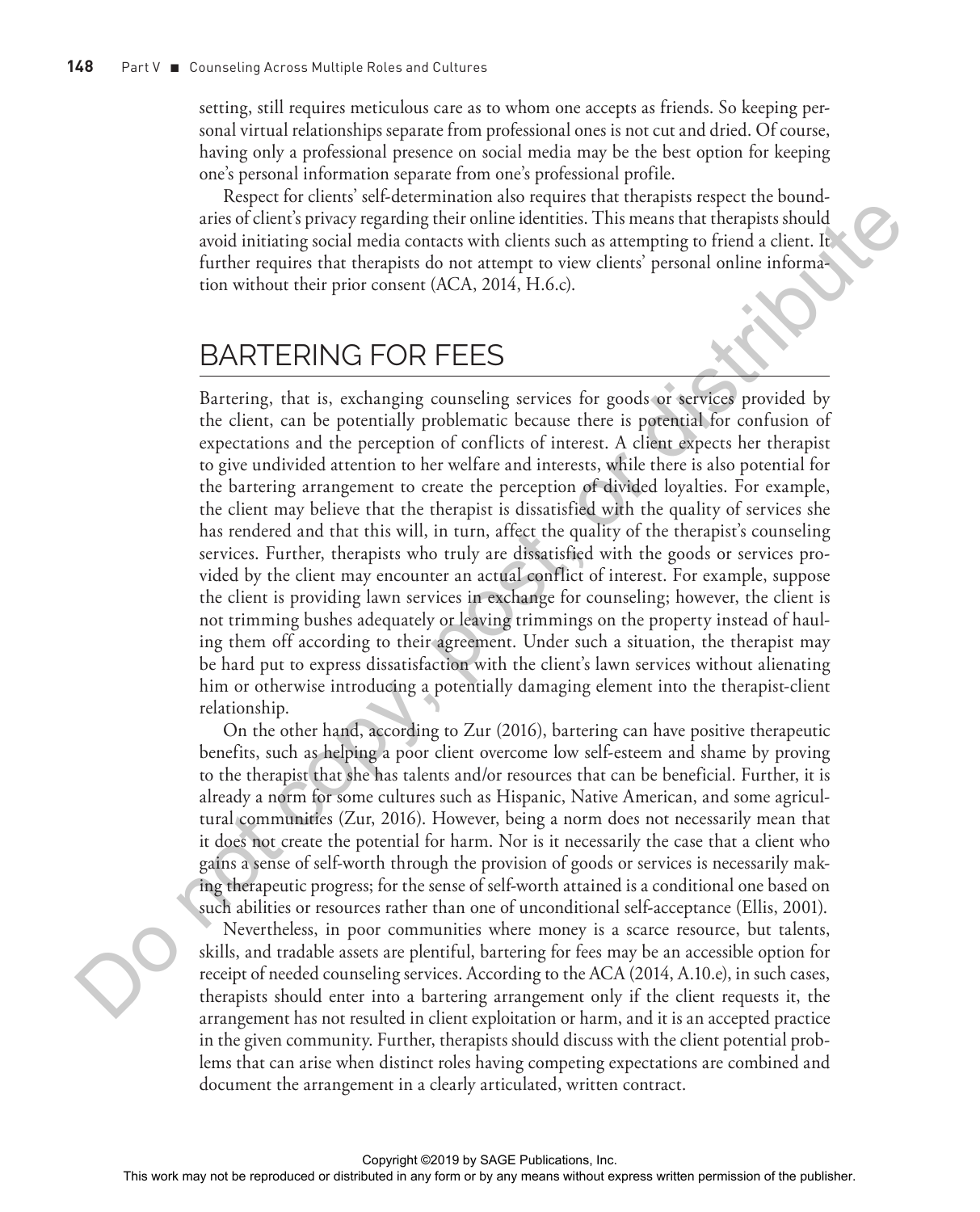setting, still requires meticulous care as to whom one accepts as friends. So keeping personal virtual relationships separate from professional ones is not cut and dried. Of course, having only a professional presence on social media may be the best option for keeping one's personal information separate from one's professional profile.

Respect for clients' self-determination also requires that therapists respect the boundaries of client's privacy regarding their online identities. This means that therapists should avoid initiating social media contacts with clients such as attempting to friend a client. It further requires that therapists do not attempt to view clients' personal online information without their prior consent (ACA, 2014, H.6.c).

## BARTERING FOR FEES

Bartering, that is, exchanging counseling services for goods or services provided by the client, can be potentially problematic because there is potential for confusion of expectations and the perception of conflicts of interest. A client expects her therapist to give undivided attention to her welfare and interests, while there is also potential for the bartering arrangement to create the perception of divided loyalties. For example, the client may believe that the therapist is dissatisfied with the quality of services she has rendered and that this will, in turn, affect the quality of the therapist's counseling services. Further, therapists who truly are dissatisfied with the goods or services provided by the client may encounter an actual conflict of interest. For example, suppose the client is providing lawn services in exchange for counseling; however, the client is not trimming bushes adequately or leaving trimmings on the property instead of hauling them off according to their agreement. Under such a situation, the therapist may be hard put to express dissatisfaction with the client's lawn services without alienating him or otherwise introducing a potentially damaging element into the therapist-client relationship.

On the other hand, according to Zur (2016), bartering can have positive therapeutic benefits, such as helping a poor client overcome low self-esteem and shame by proving to the therapist that she has talents and/or resources that can be beneficial. Further, it is already a norm for some cultures such as Hispanic, Native American, and some agricultural communities (Zur, 2016). However, being a norm does not necessarily mean that it does not create the potential for harm. Nor is it necessarily the case that a client who gains a sense of self-worth through the provision of goods or services is necessarily making therapeutic progress; for the sense of self-worth attained is a conditional one based on such abilities or resources rather than one of unconditional self-acceptance (Ellis, 2001).

Nevertheless, in poor communities where money is a scarce resource, but talents, skills, and tradable assets are plentiful, bartering for fees may be an accessible option for receipt of needed counseling services. According to the ACA (2014, A.10.e), in such cases, therapists should enter into a bartering arrangement only if the client requests it, the arrangement has not resulted in client exploitation or harm, and it is an accepted practice in the given community. Further, therapists should discuss with the client potential problems that can arise when distinct roles having competing expectations are combined and document the arrangement in a clearly articulated, written contract.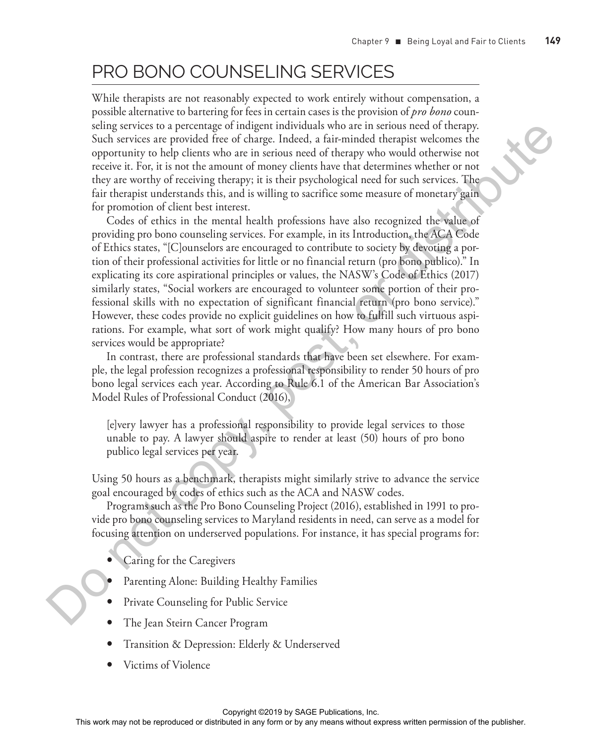## PRO BONO COUNSELING SERVICES

While therapists are not reasonably expected to work entirely without compensation, a possible alternative to bartering for fees in certain cases is the provision of *pro bono* counseling services to a percentage of indigent individuals who are in serious need of therapy. Such services are provided free of charge. Indeed, a fair-minded therapist welcomes the opportunity to help clients who are in serious need of therapy who would otherwise not receive it. For, it is not the amount of money clients have that determines whether or not they are worthy of receiving therapy; it is their psychological need for such services. The fair therapist understands this, and is willing to sacrifice some measure of monetary gain for promotion of client best interest.

Codes of ethics in the mental health professions have also recognized the value of providing pro bono counseling services. For example, in its Introduction, the ACA Code of Ethics states, "[C]ounselors are encouraged to contribute to society by devoting a portion of their professional activities for little or no financial return (pro bono publico)." In explicating its core aspirational principles or values, the NASW's Code of Ethics (2017) similarly states, "Social workers are encouraged to volunteer some portion of their professional skills with no expectation of significant financial return (pro bono service)." However, these codes provide no explicit guidelines on how to fulfill such virtuous aspirations. For example, what sort of work might qualify? How many hours of pro bono services would be appropriate?

In contrast, there are professional standards that have been set elsewhere. For example, the legal profession recognizes a professional responsibility to render 50 hours of pro bono legal services each year. According to Rule 6.1 of the American Bar Association's Model Rules of Professional Conduct (2016),

> [e]very lawyer has a professional responsibility to provide legal services to those unable to pay. A lawyer should aspire to render at least (50) hours of pro bono publico legal services per year.

Using 50 hours as a benchmark, therapists might similarly strive to advance the service goal encouraged by codes of ethics such as the ACA and NASW codes.

Programs such as the Pro Bono Counseling Project (2016), established in 1991 to provide pro bono counseling services to Maryland residents in need, can serve as a model for focusing attention on underserved populations. For instance, it has special programs for:

- Caring for the Caregivers
- Parenting Alone: Building Healthy Families
- Private Counseling for Public Service
- The Jean Steirn Cancer Program
- Transition & Depression: Elderly & Underserved
- Victims of Violence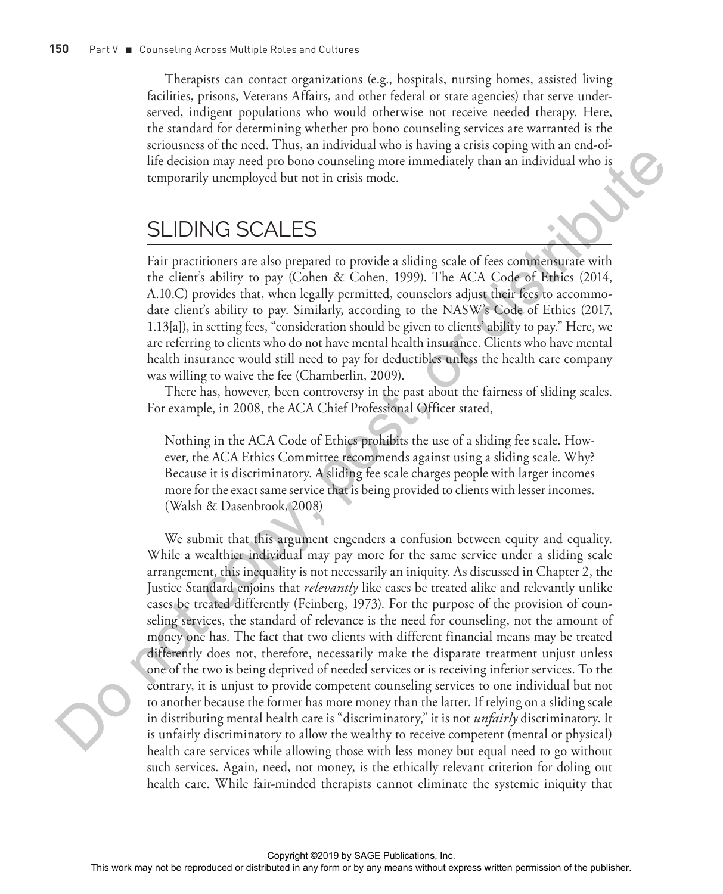Therapists can contact organizations (e.g., hospitals, nursing homes, assisted living facilities, prisons, Veterans Affairs, and other federal or state agencies) that serve underserved, indigent populations who would otherwise not receive needed therapy. Here, the standard for determining whether pro bono counseling services are warranted is the seriousness of the need. Thus, an individual who is having a crisis coping with an end-of-life decision may need pro bono counseling more immediately than an individual who is temporarily unemployed but not in crisis mode.

## SLIDING SCALES

Fair practitioners are also prepared to provide a sliding scale of fees commensurate with the client's ability to pay (Cohen & Cohen, 1999). The ACA Code of Ethics (2014, A.10.C) provides that, when legally permitted, counselors adjust their fees to accommodate client's ability to pay. Similarly, according to the NASW's Code of Ethics (2017, 1.13[a]), in setting fees, "consideration should be given to clients' ability to pay." Here, we are referring to clients who do not have mental health insurance. Clients who have mental health insurance would still need to pay for deductibles unless the health care company was willing to waive the fee (Chamberlin, 2009).

There has, however, been controversy in the past about the fairness of sliding scales. For example, in 2008, the ACA Chief Professional Officer stated,

> Nothing in the ACA Code of Ethics prohibits the use of a sliding fee scale. However, the ACA Ethics Committee recommends against using a sliding scale. Why? Because it is discriminatory. A sliding fee scale charges people with larger incomes more for the exact same service that is being provided to clients with lesser incomes. (Walsh & Dasenbrook, 2008)

We submit that this argument engenders a confusion between equity and equality. While a wealthier individual may pay more for the same service under a sliding scale arrangement, this inequality is not necessarily an iniquity. As discussed in Chapter 2, the Justice Standard enjoins that *relevantly* like cases be treated alike and relevantly unlike cases be treated differently (Feinberg, 1973). For the purpose of the provision of counseling services, the standard of relevance is the need for counseling, not the amount of money one has. The fact that two clients with different financial means may be treated differently does not, therefore, necessarily make the disparate treatment unjust unless one of the two is being deprived of needed services or is receiving inferior services. To the contrary, it is unjust to provide competent counseling services to one individual but not to another because the former has more money than the latter. If relying on a sliding scale in distributing mental health care is "discriminatory," it is not *unfairly* discriminatory. It is unfairly discriminatory to allow the wealthy to receive competent (mental or physical) health care services while allowing those with less money but equal need to go without such services. Again, need, not money, is the ethically relevant criterion for doling out health care. While fair-minded therapists cannot eliminate the systemic iniquity that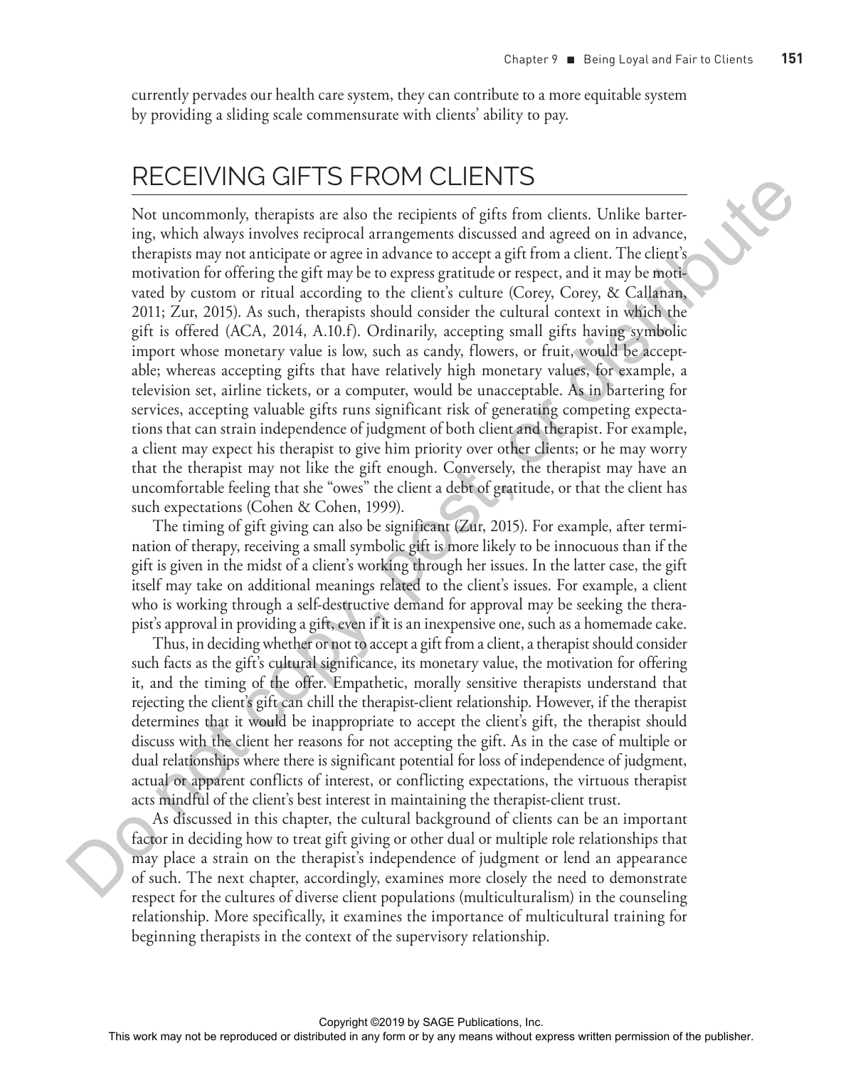currently pervades our health care system, they can contribute to a more equitable system by providing a sliding scale commensurate with clients' ability to pay.

## RECEIVING GIFTS FROM CLIENTS

Not uncommonly, therapists are also the recipients of gifts from clients. Unlike bartering, which always involves reciprocal arrangements discussed and agreed on in advance, therapists may not anticipate or agree in advance to accept a gift from a client. The client's motivation for offering the gift may be to express gratitude or respect, and it may be motivated by custom or ritual according to the client's culture (Corey, Corey, & Callanan, 2011; Zur, 2015). As such, therapists should consider the cultural context in which the gift is offered (ACA, 2014, A.10.f). Ordinarily, accepting small gifts having symbolic import whose monetary value is low, such as candy, flowers, or fruit, would be acceptable; whereas accepting gifts that have relatively high monetary values, for example, a television set, airline tickets, or a computer, would be unacceptable. As in bartering for services, accepting valuable gifts runs significant risk of generating competing expectations that can strain independence of judgment of both client and therapist. For example, a client may expect his therapist to give him priority over other clients; or he may worry that the therapist may not like the gift enough. Conversely, the therapist may have an uncomfortable feeling that she "owes" the client a debt of gratitude, or that the client has such expectations (Cohen & Cohen, 1999).

The timing of gift giving can also be significant (Zur, 2015). For example, after termination of therapy, receiving a small symbolic gift is more likely to be innocuous than if the gift is given in the midst of a client's working through her issues. In the latter case, the gift itself may take on additional meanings related to the client's issues. For example, a client who is working through a self-destructive demand for approval may be seeking the therapist's approval in providing a gift, even if it is an inexpensive one, such as a homemade cake.

Thus, in deciding whether or not to accept a gift from a client, a therapist should consider such facts as the gift's cultural significance, its monetary value, the motivation for offering it, and the timing of the offer. Empathetic, morally sensitive therapists understand that rejecting the client's gift can chill the therapist-client relationship. However, if the therapist determines that it would be inappropriate to accept the client's gift, the therapist should discuss with the client her reasons for not accepting the gift. As in the case of multiple or dual relationships where there is significant potential for loss of independence of judgment, actual or apparent conflicts of interest, or conflicting expectations, the virtuous therapist acts mindful of the client's best interest in maintaining the therapist-client trust.

As discussed in this chapter, the cultural background of clients can be an important factor in deciding how to treat gift giving or other dual or multiple role relationships that may place a strain on the therapist's independence of judgment or lend an appearance of such. The next chapter, accordingly, examines more closely the need to demonstrate respect for the cultures of diverse client populations (multiculturalism) in the counseling relationship. More specifically, it examines the importance of multicultural training for beginning therapists in the context of the supervisory relationship.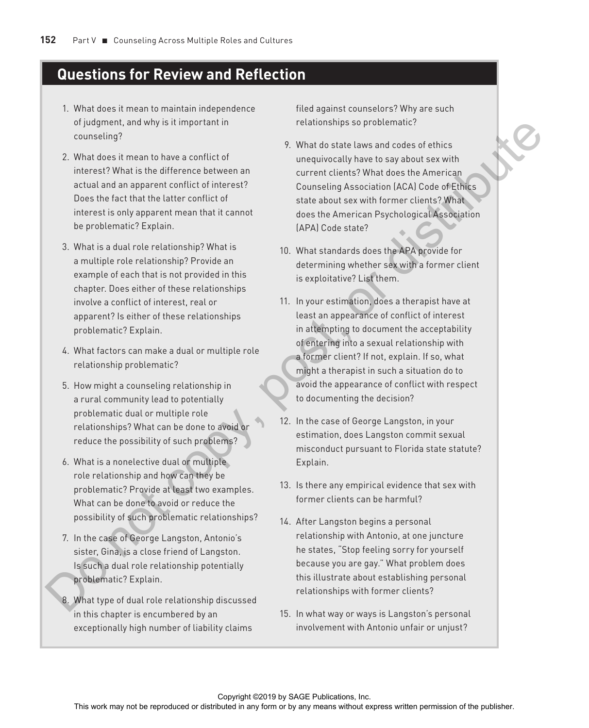## Questions for Review and Reflection

1. What does it mean to maintain independence of judgment, and why is it important in counseling?

2. What does it mean to have a conflict of interest? What is the difference between an actual and an apparent conflict of interest? Does the fact that the latter conflict of interest is only apparent mean that it cannot be problematic? Explain.

3. What is a dual role relationship? What is a multiple role relationship? Provide an example of each that is not provided in this chapter. Does either of these relationships involve a conflict of interest, real or apparent? Is either of these relationships problematic? Explain.

4. What factors can make a dual or multiple role relationship problematic?

5. How might a counseling relationship in a rural community lead to potentially problematic dual or multiple role relationships? What can be done to avoid or reduce the possibility of such problems?

6. What is a nonelective dual or multiple role relationship and how can they be problematic? Provide at least two examples. What can be done to avoid or reduce the possibility of such problematic relationships?

7. In the case of George Langston, Antonio's sister, Gina, is a close friend of Langston. Is such a dual role relationship potentially problematic? Explain.

8. What type of dual role relationship discussed in this chapter is encumbered by an exceptionally high number of liability claims filed against counselors? Why are such relationships so problematic?

9. What do state laws and codes of ethics unequivocally have to say about sex with current clients? What does the American Counseling Association (ACA) Code of Ethics state about sex with former clients? What does the American Psychological Association (APA) Code state?

10. What standards does the APA provide for determining whether sex with a former client is exploitative? List them.

11. In your estimation, does a therapist have at least an appearance of conflict of interest in attempting to document the acceptability of entering into a sexual relationship with a former client? If not, explain. If so, what might a therapist in such a situation do to avoid the appearance of conflict with respect to documenting the decision?

12. In the case of George Langston, in your estimation, does Langston commit sexual misconduct pursuant to Florida state statute? Explain.

13. Is there any empirical evidence that sex with former clients can be harmful?

14. After Langston begins a personal relationship with Antonio, at one juncture he states, "Stop feeling sorry for yourself because you are gay." What problem does this illustrate about establishing personal relationships with former clients?

15. In what way or ways is Langston's personal involvement with Antonio unfair or unjust?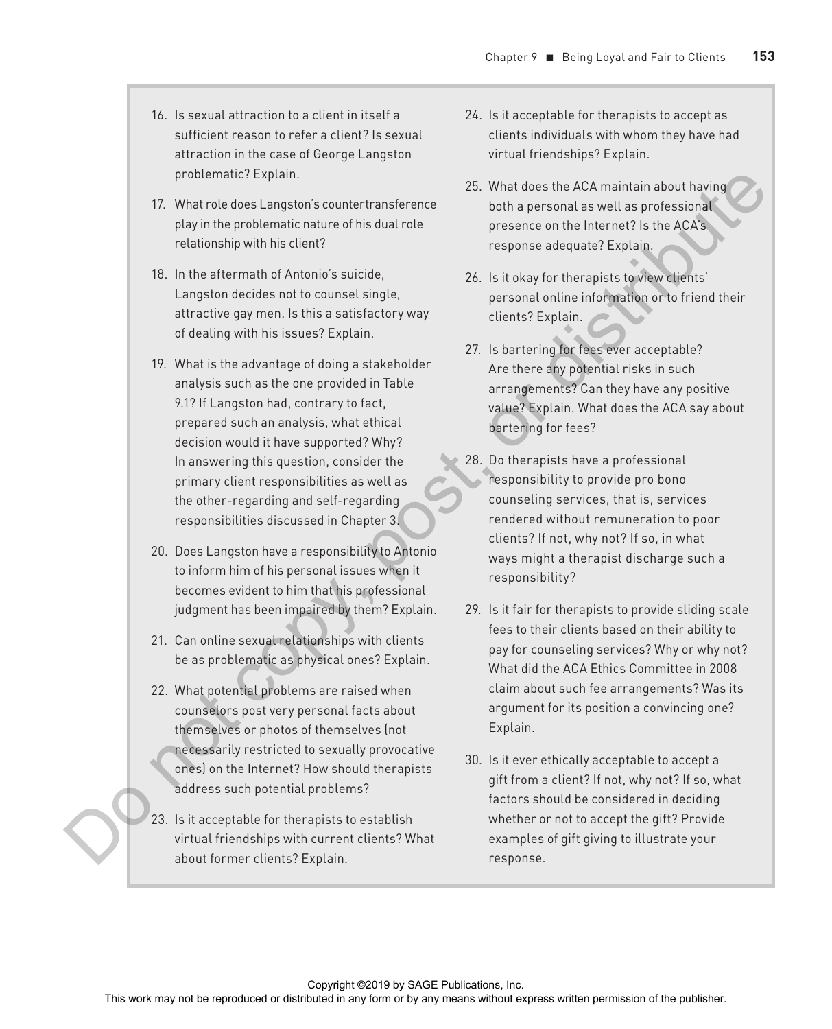16. Is sexual attraction to a client in itself a sufficient reason to refer a client? Is sexual attraction in the case of George Langston problematic? Explain.

17. What role does Langston's countertransference play in the problematic nature of his dual role relationship with his client?

18. In the aftermath of Antonio's suicide, Langston decides not to counsel single, attractive gay men. Is this a satisfactory way of dealing with his issues? Explain.

19. What is the advantage of doing a stakeholder analysis such as the one provided in Table 9.1? If Langston had, contrary to fact, prepared such an analysis, what ethical decision would it have supported? Why? In answering this question, consider the primary client responsibilities as well as the other-regarding and self-regarding responsibilities discussed in Chapter 3.

20. Does Langston have a responsibility to Antonio to inform him of his personal issues when it becomes evident to him that his professional judgment has been impaired by them? Explain.

21. Can online sexual relationships with clients be as problematic as physical ones? Explain.

22. What potential problems are raised when counselors post very personal facts about themselves or photos of themselves (not necessarily restricted to sexually provocative ones) on the Internet? How should therapists address such potential problems?

23. Is it acceptable for therapists to establish virtual friendships with current clients? What about former clients? Explain.

24. Is it acceptable for therapists to accept as clients individuals with whom they have had virtual friendships? Explain.

25. What does the ACA maintain about having both a personal as well as professional presence on the Internet? Is the ACA's response adequate? Explain.

26. Is it okay for therapists to view clients' personal online information or to friend their clients? Explain.

27. Is bartering for fees ever acceptable? Are there any potential risks in such arrangements? Can they have any positive value? Explain. What does the ACA say about bartering for fees?

28. Do therapists have a professional responsibility to provide pro bono counseling services, that is, services rendered without remuneration to poor clients? If not, why not? If so, in what ways might a therapist discharge such a responsibility?

29. Is it fair for therapists to provide sliding scale fees to their clients based on their ability to pay for counseling services? Why or why not? What did the ACA Ethics Committee in 2008 claim about such fee arrangements? Was its argument for its position a convincing one? Explain.

30. Is it ever ethically acceptable to accept a gift from a client? If not, why not? If so, what factors should be considered in deciding whether or not to accept the gift? Provide examples of gift giving to illustrate your response.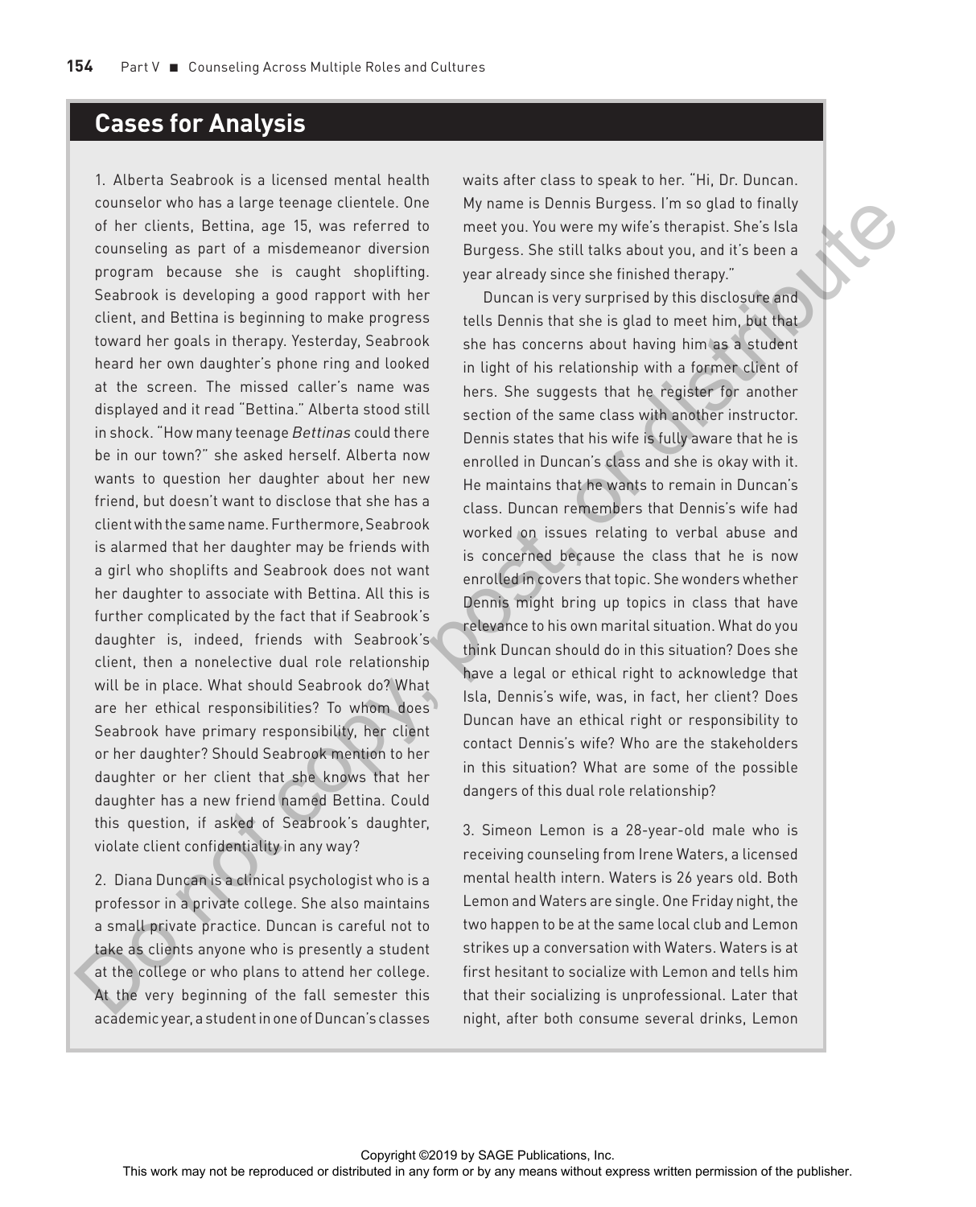## Cases for Analysis

1. Alberta Seabrook is a licensed mental health counselor who has a large teenage clientele. One of her clients, Bettina, age 15, was referred to counseling as part of a misdemeanor diversion program because she is caught shoplifting. Seabrook is developing a good rapport with her client, and Bettina is beginning to make progress toward her goals in therapy. Yesterday, Seabrook heard her own daughter's phone ring and looked at the screen. The missed caller's name was displayed and it read "Bettina." Alberta stood still in shock. "How many teenage *Bettinas* could there be in our town?" she asked herself. Alberta now wants to question her daughter about her new friend, but doesn't want to disclose that she has a client with the same name. Furthermore, Seabrook is alarmed that her daughter may be friends with a girl who shoplifts and Seabrook does not want her daughter to associate with Bettina. All this is further complicated by the fact that if Seabrook's daughter is, indeed, friends with Seabrook's client, then a nonelective dual role relationship will be in place. What should Seabrook do? What are her ethical responsibilities? To whom does Seabrook have primary responsibility, her client or her daughter? Should Seabrook mention to her daughter or her client that she knows that her daughter has a new friend named Bettina. Could this question, if asked of Seabrook's daughter, violate client confidentiality in any way?

2. Diana Duncan is a clinical psychologist who is a professor in a private college. She also maintains a small private practice. Duncan is careful not to take as clients anyone who is presently a student at the college or who plans to attend her college. At the very beginning of the fall semester this academic year, a student in one of Duncan's classes waits after class to speak to her. "Hi, Dr. Duncan. My name is Dennis Burgess. I'm so glad to finally meet you. You were my wife's therapist. She's Isla Burgess. She still talks about you, and it's been a year already since she finished therapy."

Duncan is very surprised by this disclosure and tells Dennis that she is glad to meet him, but that she has concerns about having him as a student in light of his relationship with a former client of hers. She suggests that he register for another section of the same class with another instructor. Dennis states that his wife is fully aware that he is enrolled in Duncan's class and she is okay with it. He maintains that he wants to remain in Duncan's class. Duncan remembers that Dennis's wife had worked on issues relating to verbal abuse and is concerned because the class that he is now enrolled in covers that topic. She wonders whether Dennis might bring up topics in class that have relevance to his own marital situation. What do you think Duncan should do in this situation? Does she have a legal or ethical right to acknowledge that Isla, Dennis's wife, was, in fact, her client? Does Duncan have an ethical right or responsibility to contact Dennis's wife? Who are the stakeholders in this situation? What are some of the possible dangers of this dual role relationship?

3. Simeon Lemon is a 28-year-old male who is receiving counseling from Irene Waters, a licensed mental health intern. Waters is 26 years old. Both Lemon and Waters are single. One Friday night, the two happen to be at the same local club and Lemon strikes up a conversation with Waters. Waters is at first hesitant to socialize with Lemon and tells him that their socializing is unprofessional. Later that night, after both consume several drinks, Lemon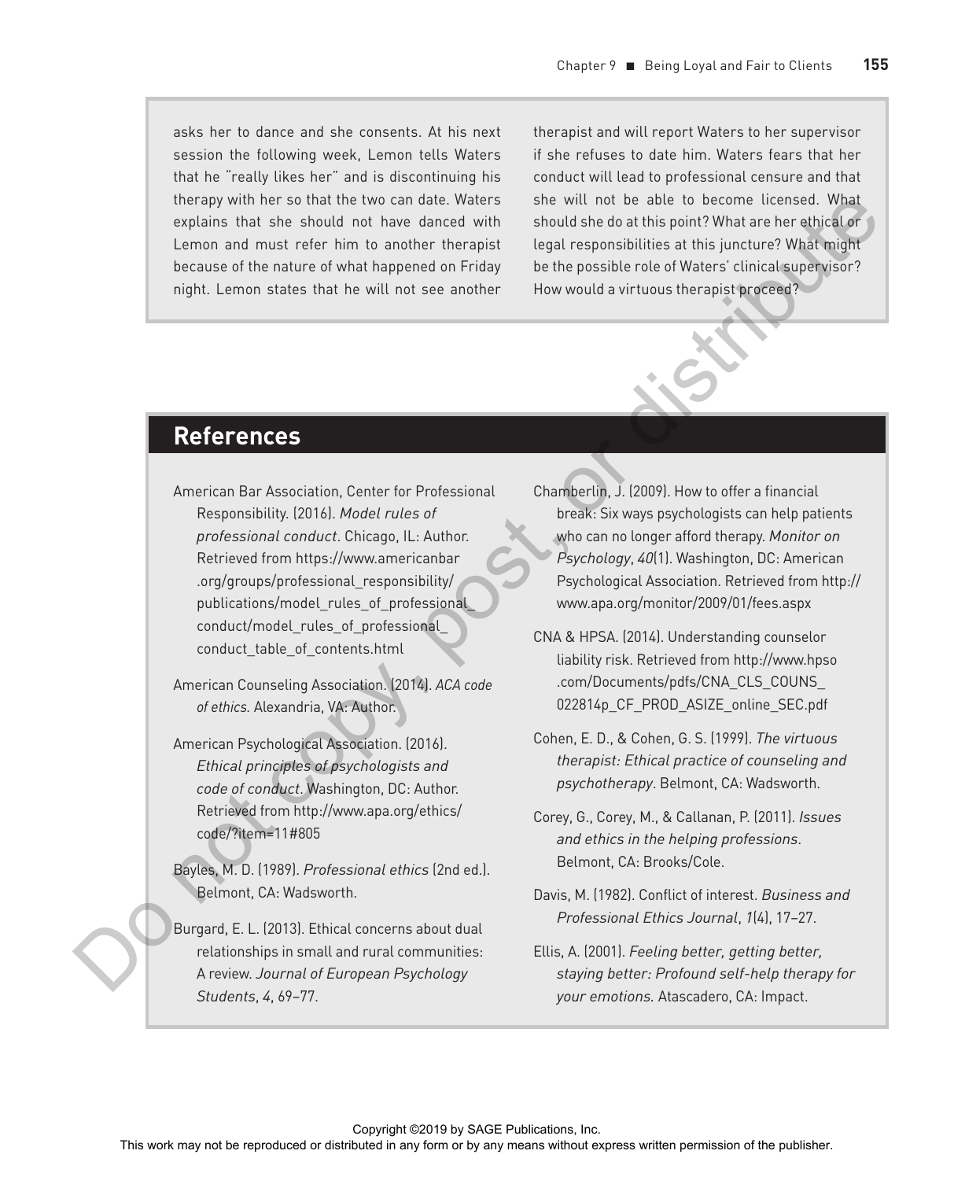asks her to dance and she consents. At his next session the following week, Lemon tells Waters that he "really likes her" and is discontinuing his therapy with her so that the two can date. Waters explains that she should not have danced with Lemon and must refer him to another therapist because of the nature of what happened on Friday night. Lemon states that he will not see another therapist and will report Waters to her supervisor if she refuses to date him. Waters fears that her conduct will lead to professional censure and that she will not be able to become licensed. What should she do at this point? What are her ethical or legal responsibilities at this juncture? What might be the possible role of Waters' clinical supervisor? How would a virtuous therapist proceed?

## References

American Bar Association, Center for Professional Responsibility. (2016). *Model rules of professional conduct*. Chicago, IL: Author. Retrieved from https://www.americanbar.org/groups/professional_responsibility/publications/model_rules_of_professional_conduct/model_rules_of_professional_conduct_table_of_contents.html

American Counseling Association. (2014). *ACA code of ethics.* Alexandria, VA: Author.

American Psychological Association. (2016). *Ethical principles of psychologists and code of conduct*. Washington, DC: Author. Retrieved from http://www.apa.org/ethics/code/?item=11#805

Bayles, M. D. (1989). *Professional ethics* (2nd ed.). Belmont, CA: Wadsworth.

Burgard, E. L. (2013). Ethical concerns about dual relationships in small and rural communities: A review. *Journal of European Psychology Students*, *4*, 69–77.

Chamberlin, J. (2009). How to offer a financial break: Six ways psychologists can help patients who can no longer afford therapy. *Monitor on Psychology*, *40*(1). Washington, DC: American Psychological Association. Retrieved from http://www.apa.org/monitor/2009/01/fees.aspx

CNA & HPSA. (2014). Understanding counselor liability risk. Retrieved from http://www.hpso.com/Documents/pdfs/CNA_CLS_COUNS_022814p_CF_PROD_ASIZE_online_SEC.pdf

Cohen, E. D., & Cohen, G. S. (1999). *The virtuous therapist: Ethical practice of counseling and psychotherapy*. Belmont, CA: Wadsworth.

Corey, G., Corey, M., & Callanan, P. (2011). *Issues and ethics in the helping professions*. Belmont, CA: Brooks/Cole.

Davis, M. (1982). Conflict of interest. *Business and Professional Ethics Journal*, *1*(4), 17–27.

Ellis, A. (2001). *Feeling better, getting better, staying better: Profound self-help therapy for your emotions.* Atascadero, CA: Impact.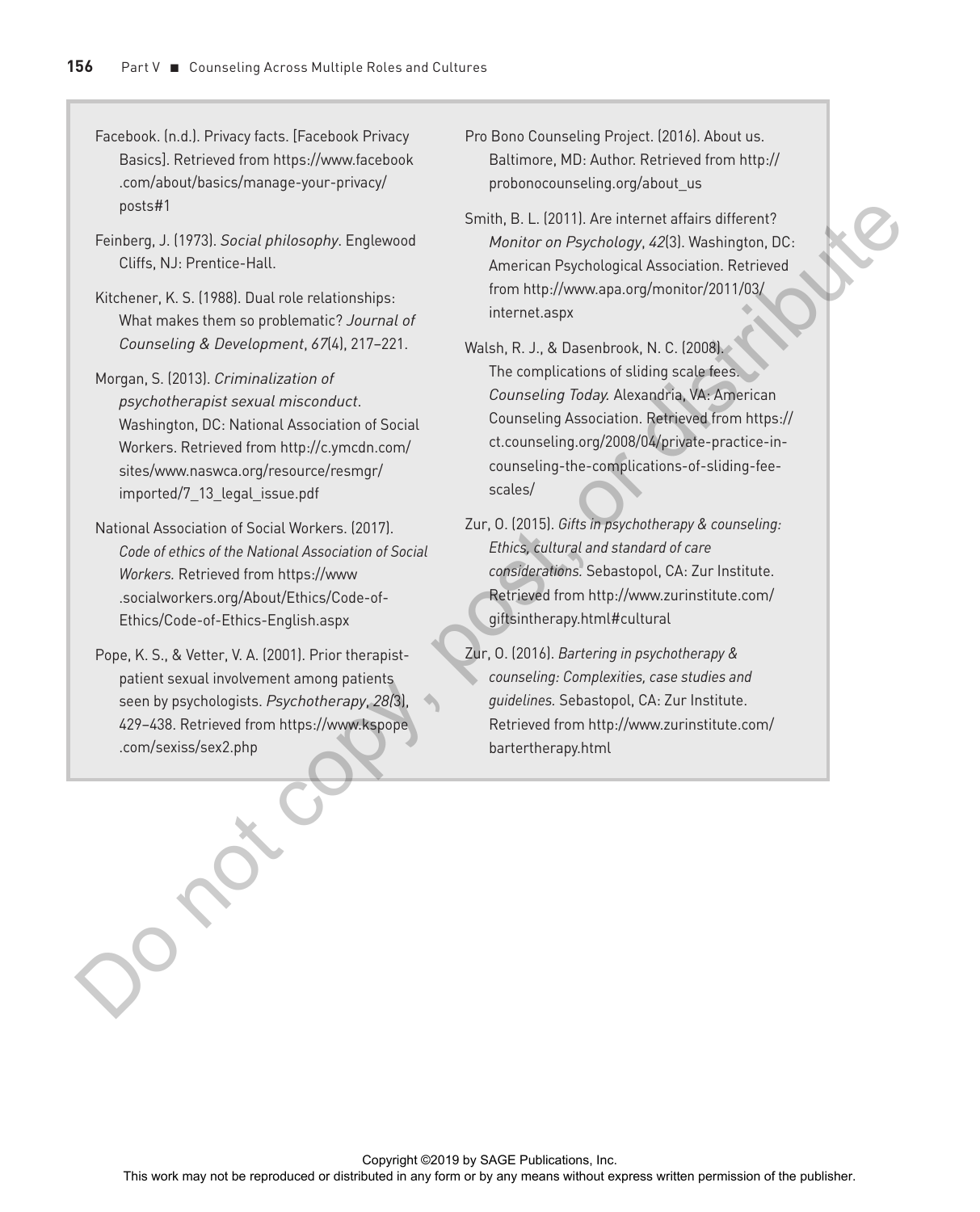Facebook. (n.d.). Privacy facts. [Facebook Privacy Basics]. Retrieved from https://www.facebook.com/about/basics/manage-your-privacy/posts#1

Feinberg, J. (1973). *Social philosophy*. Englewood Cliffs, NJ: Prentice-Hall.

Kitchener, K. S. (1988). Dual role relationships: What makes them so problematic? *Journal of Counseling & Development*, *67*(4), 217–221.

Morgan, S. (2013). *Criminalization of psychotherapist sexual misconduct*. Washington, DC: National Association of Social Workers. Retrieved from http://c.ymcdn.com/sites/www.naswca.org/resource/resmgr/imported/7_13_legal_issue.pdf

National Association of Social Workers. (2017). *Code of ethics of the National Association of Social Workers.* Retrieved from https://www.socialworkers.org/About/Ethics/Code-of-Ethics/Code-of-Ethics-English.aspx

Pope, K. S., & Vetter, V. A. (2001). Prior therapist-patient sexual involvement among patients seen by psychologists. *Psychotherapy*, *28*(3), 429–438. Retrieved from https://www.kspope.com/sexiss/sex2.php

Pro Bono Counseling Project. (2016). About us. Baltimore, MD: Author. Retrieved from http://probonocounseling.org/about_us

Smith, B. L. (2011). Are internet affairs different? *Monitor on Psychology*, *42*(3). Washington, DC: American Psychological Association. Retrieved from http://www.apa.org/monitor/2011/03/internet.aspx

Walsh, R. J., & Dasenbrook, N. C. (2008). The complications of sliding scale fees. *Counseling Today*. Alexandria, VA: American Counseling Association. Retrieved from https://ct.counseling.org/2008/04/private-practice-in-counseling-the-complications-of-sliding-fee-scales/

Zur, O. (2015). *Gifts in psychotherapy & counseling: Ethics, cultural and standard of care considerations.* Sebastopol, CA: Zur Institute. Retrieved from http://www.zurinstitute.com/giftsintherapy.html#cultural

Zur, O. (2016). *Bartering in psychotherapy & counseling: Complexities, case studies and guidelines.* Sebastopol, CA: Zur Institute. Retrieved from http://www.zurinstitute.com/bartertherapy.html